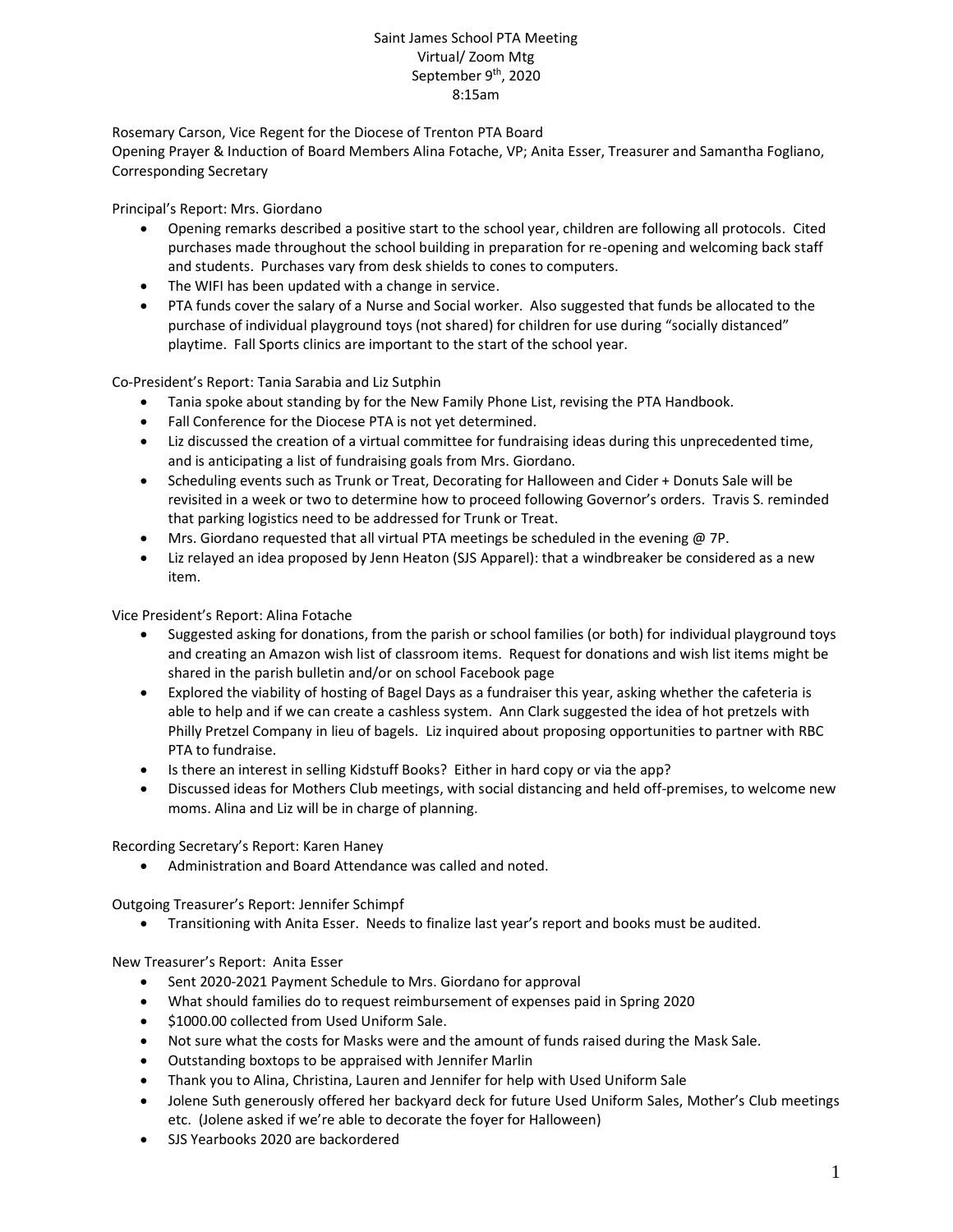# Saint James School PTA Meeting
Virtual/ Zoom Mtg
September 9th, 2020
8:15am

Rosemary Carson, Vice Regent for the Diocese of Trenton PTA Board
Opening Prayer & Induction of Board Members Alina Fotache, VP; Anita Esser, Treasurer and Samantha Fogliano, Corresponding Secretary

Principal's Report: Mrs. Giordano

- Opening remarks described a positive start to the school year, children are following all protocols. Cited purchases made throughout the school building in preparation for re-opening and welcoming back staff and students. Purchases vary from desk shields to cones to computers.
- The WIFI has been updated with a change in service.
- PTA funds cover the salary of a Nurse and Social worker. Also suggested that funds be allocated to the purchase of individual playground toys (not shared) for children for use during "socially distanced" playtime. Fall Sports clinics are important to the start of the school year.

Co-President's Report: Tania Sarabia and Liz Sutphin

- Tania spoke about standing by for the New Family Phone List, revising the PTA Handbook.
- Fall Conference for the Diocese PTA is not yet determined.
- Liz discussed the creation of a virtual committee for fundraising ideas during this unprecedented time, and is anticipating a list of fundraising goals from Mrs. Giordano.
- Scheduling events such as Trunk or Treat, Decorating for Halloween and Cider + Donuts Sale will be revisited in a week or two to determine how to proceed following Governor's orders. Travis S. reminded that parking logistics need to be addressed for Trunk or Treat.
- Mrs. Giordano requested that all virtual PTA meetings be scheduled in the evening @ 7P.
- Liz relayed an idea proposed by Jenn Heaton (SJS Apparel): that a windbreaker be considered as a new item.

Vice President's Report: Alina Fotache

- Suggested asking for donations, from the parish or school families (or both) for individual playground toys and creating an Amazon wish list of classroom items. Request for donations and wish list items might be shared in the parish bulletin and/or on school Facebook page
- Explored the viability of hosting of Bagel Days as a fundraiser this year, asking whether the cafeteria is able to help and if we can create a cashless system. Ann Clark suggested the idea of hot pretzels with Philly Pretzel Company in lieu of bagels. Liz inquired about proposing opportunities to partner with RBC PTA to fundraise.
- Is there an interest in selling Kidstuff Books? Either in hard copy or via the app?
- Discussed ideas for Mothers Club meetings, with social distancing and held off-premises, to welcome new moms. Alina and Liz will be in charge of planning.

Recording Secretary's Report: Karen Haney

- Administration and Board Attendance was called and noted.

Outgoing Treasurer's Report: Jennifer Schimpf

- Transitioning with Anita Esser. Needs to finalize last year's report and books must be audited.

New Treasurer's Report: Anita Esser

- Sent 2020-2021 Payment Schedule to Mrs. Giordano for approval
- What should families do to request reimbursement of expenses paid in Spring 2020
- $1000.00 collected from Used Uniform Sale.
- Not sure what the costs for Masks were and the amount of funds raised during the Mask Sale.
- Outstanding boxtops to be appraised with Jennifer Marlin
- Thank you to Alina, Christina, Lauren and Jennifer for help with Used Uniform Sale
- Jolene Suth generously offered her backyard deck for future Used Uniform Sales, Mother's Club meetings etc. (Jolene asked if we're able to decorate the foyer for Halloween)
- SJS Yearbooks 2020 are backordered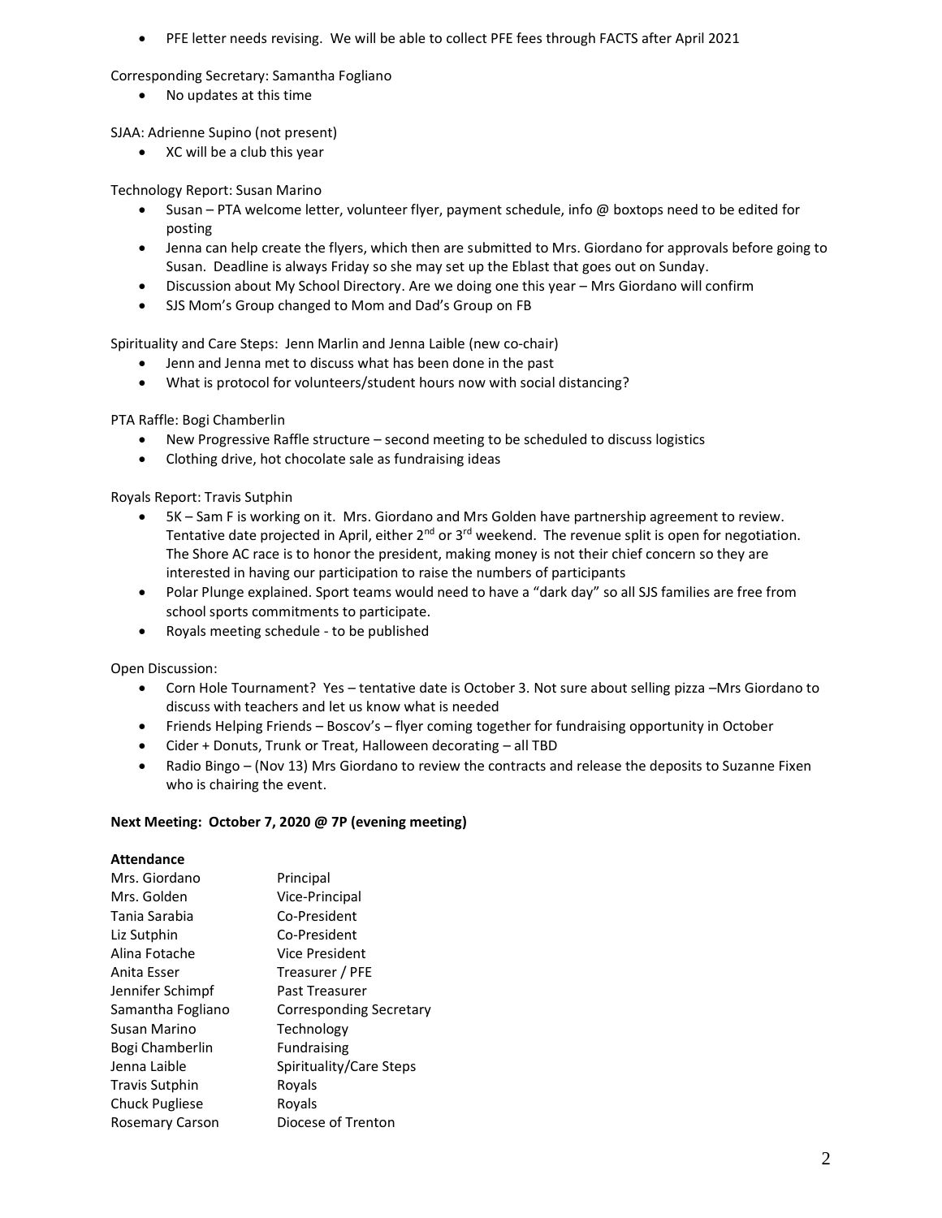- PFE letter needs revising. We will be able to collect PFE fees through FACTS after April 2021

Corresponding Secretary: Samantha Fogliano

- No updates at this time

SJAA: Adrienne Supino (not present)

- XC will be a club this year

Technology Report: Susan Marino

- Susan – PTA welcome letter, volunteer flyer, payment schedule, info @ boxtops need to be edited for posting
- Jenna can help create the flyers, which then are submitted to Mrs. Giordano for approvals before going to Susan. Deadline is always Friday so she may set up the Eblast that goes out on Sunday.
- Discussion about My School Directory. Are we doing one this year – Mrs Giordano will confirm
- SJS Mom's Group changed to Mom and Dad's Group on FB

Spirituality and Care Steps: Jenn Marlin and Jenna Laible (new co-chair)

- Jenn and Jenna met to discuss what has been done in the past
- What is protocol for volunteers/student hours now with social distancing?

PTA Raffle: Bogi Chamberlin

- New Progressive Raffle structure – second meeting to be scheduled to discuss logistics
- Clothing drive, hot chocolate sale as fundraising ideas

Royals Report: Travis Sutphin

- 5K – Sam F is working on it. Mrs. Giordano and Mrs Golden have partnership agreement to review. Tentative date projected in April, either 2nd or 3rd weekend. The revenue split is open for negotiation. The Shore AC race is to honor the president, making money is not their chief concern so they are interested in having our participation to raise the numbers of participants
- Polar Plunge explained. Sport teams would need to have a "dark day" so all SJS families are free from school sports commitments to participate.
- Royals meeting schedule - to be published

Open Discussion:

- Corn Hole Tournament? Yes – tentative date is October 3. Not sure about selling pizza –Mrs Giordano to discuss with teachers and let us know what is needed
- Friends Helping Friends – Boscov's – flyer coming together for fundraising opportunity in October
- Cider + Donuts, Trunk or Treat, Halloween decorating – all TBD
- Radio Bingo – (Nov 13) Mrs Giordano to review the contracts and release the deposits to Suzanne Fixen who is chairing the event.

**Next Meeting: October 7, 2020 @ 7P (evening meeting)**

**Attendance**

| | |
|---|---|
| Mrs. Giordano | Principal |
| Mrs. Golden | Vice-Principal |
| Tania Sarabia | Co-President |
| Liz Sutphin | Co-President |
| Alina Fotache | Vice President |
| Anita Esser | Treasurer / PFE |
| Jennifer Schimpf | Past Treasurer |
| Samantha Fogliano | Corresponding Secretary |
| Susan Marino | Technology |
| Bogi Chamberlin | Fundraising |
| Jenna Laible | Spirituality/Care Steps |
| Travis Sutphin | Royals |
| Chuck Pugliese | Royals |
| Rosemary Carson | Diocese of Trenton |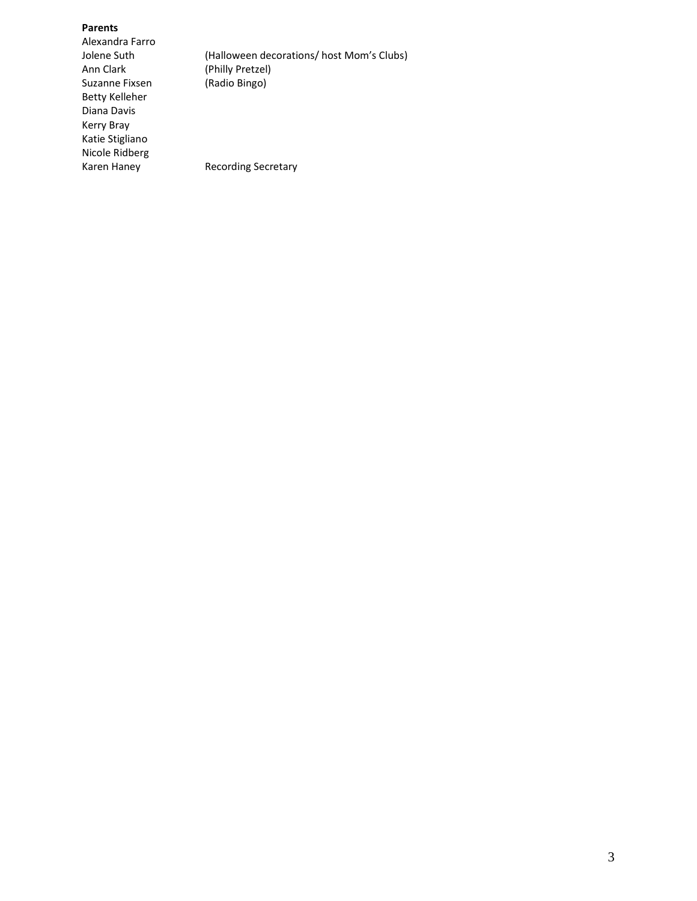**Parents**

| | |
|---|---|
| Alexandra Farro | |
| Jolene Suth | (Halloween decorations/ host Mom's Clubs) |
| Ann Clark | (Philly Pretzel) |
| Suzanne Fixsen | (Radio Bingo) |
| Betty Kelleher | |
| Diana Davis | |
| Kerry Bray | |
| Katie Stigliano | |
| Nicole Ridberg | |
| Karen Haney | Recording Secretary |